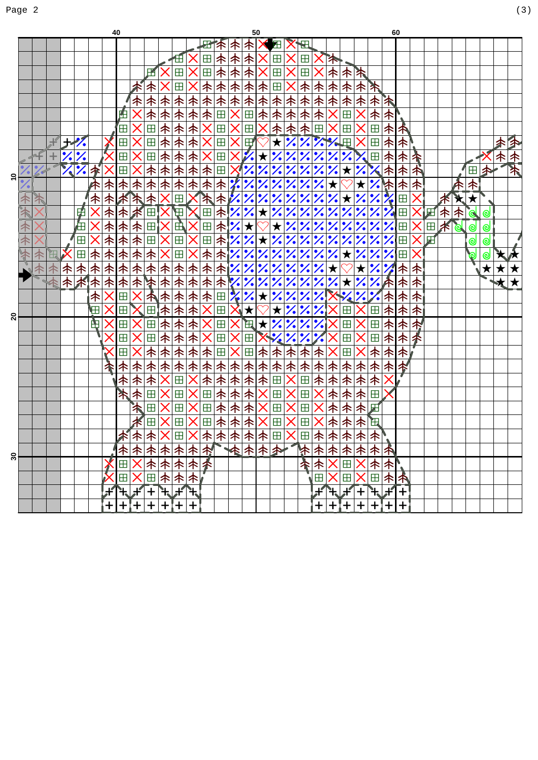Page 2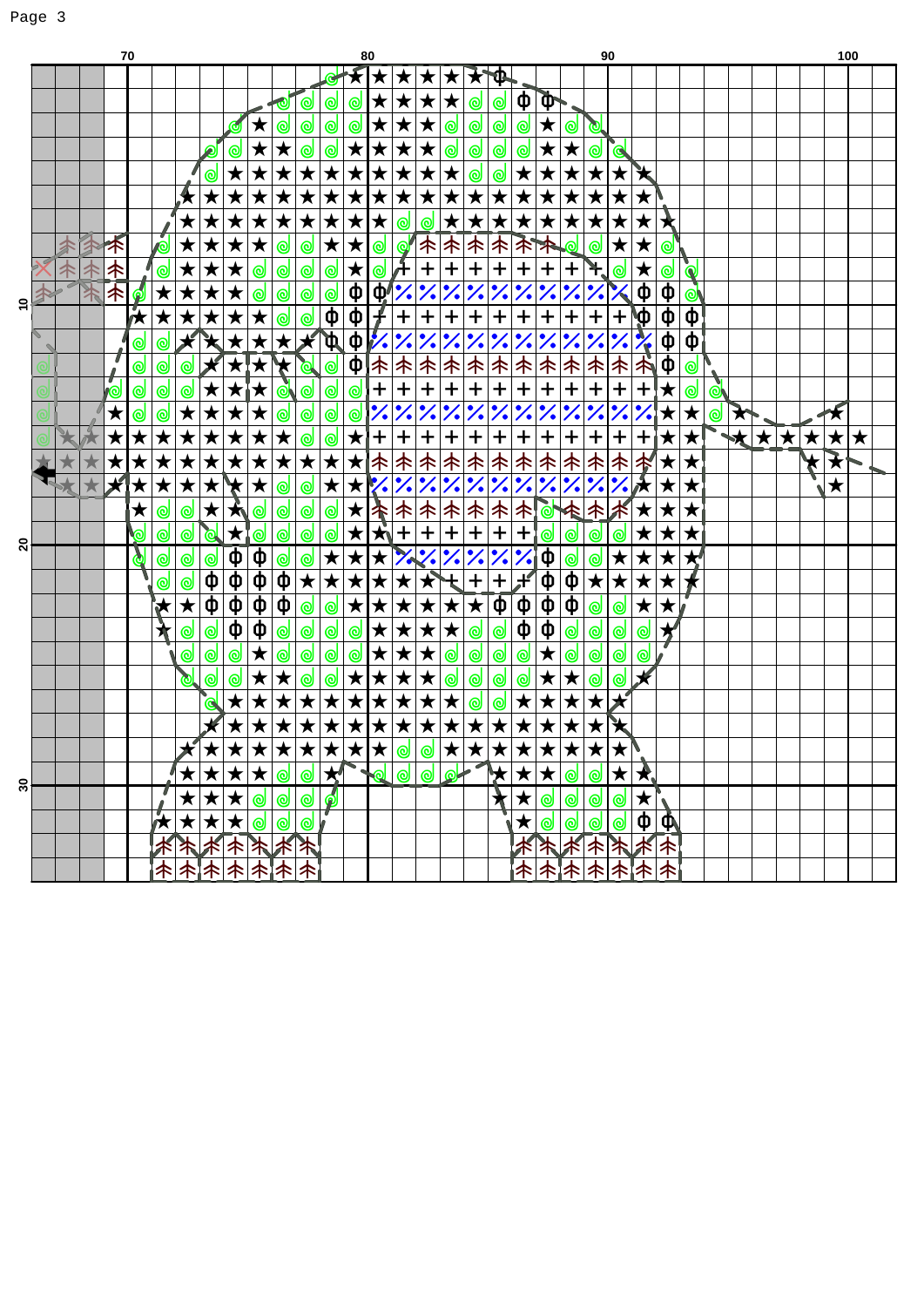Page 3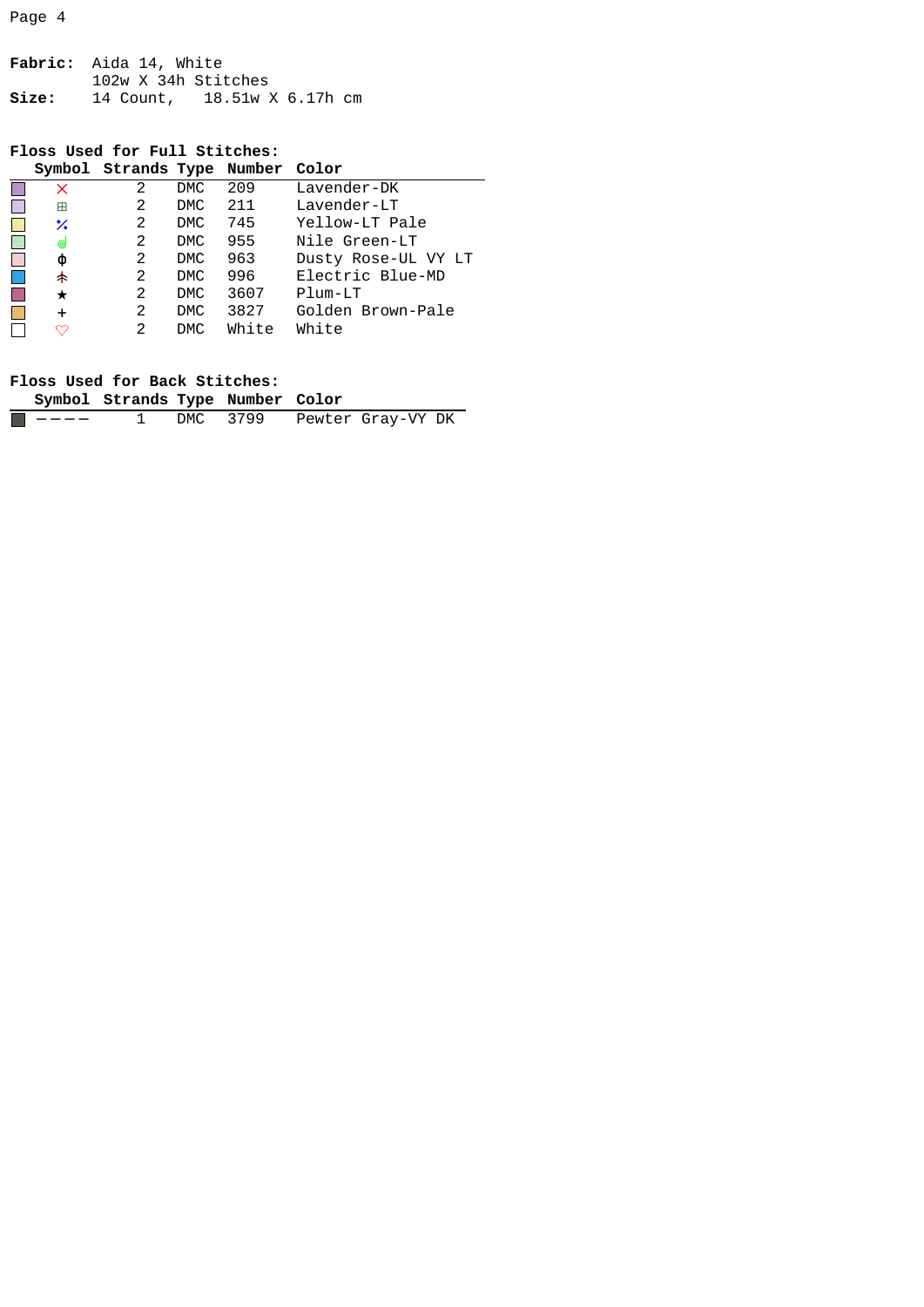**Fabric:** Aida 14, White
102w X 34h Stitches
**Size:** 14 Count, 18.51w X 6.17h cm

**Floss Used for Full Stitches:**

| Symbol | Strands | Type | Number | Color |
|---|---|---|---|---|
| × | 2 | DMC | 209 | Lavender-DK |
| ⊞ | 2 | DMC | 211 | Lavender-LT |
| ⁒ | 2 | DMC | 745 | Yellow-LT Pale |
| ◎ | 2 | DMC | 955 | Nile Green-LT |
| ɸ | 2 | DMC | 963 | Dusty Rose-UL VY LT |
| ⽊ | 2 | DMC | 996 | Electric Blue-MD |
| ★ | 2 | DMC | 3607 | Plum-LT |
| + | 2 | DMC | 3827 | Golden Brown-Pale |
| ♡ | 2 | DMC | White | White |

**Floss Used for Back Stitches:**

| Symbol | Strands | Type | Number | Color |
|---|---|---|---|---|
| ──── | 1 | DMC | 3799 | Pewter Gray-VY DK |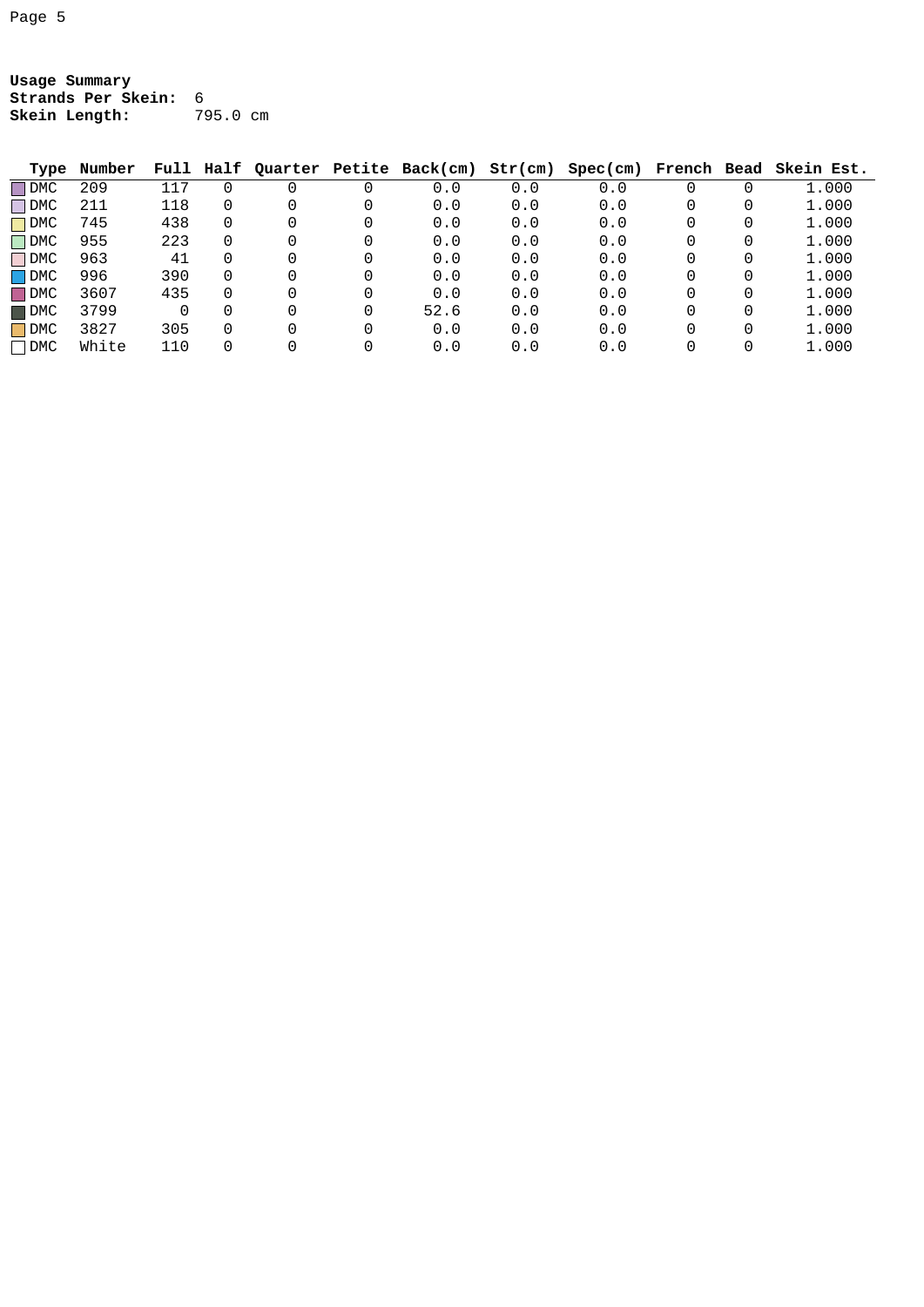**Usage Summary**
**Strands Per Skein:** 6
**Skein Length:** 795.0 cm

| Type | Number | Full | Half | Quarter | Petite | Back(cm) | Str(cm) | Spec(cm) | French | Bead | Skein Est. |
|---|---|---|---|---|---|---|---|---|---|---|---|
| DMC | 209 | 117 | 0 | 0 | 0 | 0.0 | 0.0 | 0.0 | 0 | 0 | 1.000 |
| DMC | 211 | 118 | 0 | 0 | 0 | 0.0 | 0.0 | 0.0 | 0 | 0 | 1.000 |
| DMC | 745 | 438 | 0 | 0 | 0 | 0.0 | 0.0 | 0.0 | 0 | 0 | 1.000 |
| DMC | 955 | 223 | 0 | 0 | 0 | 0.0 | 0.0 | 0.0 | 0 | 0 | 1.000 |
| DMC | 963 | 41 | 0 | 0 | 0 | 0.0 | 0.0 | 0.0 | 0 | 0 | 1.000 |
| DMC | 996 | 390 | 0 | 0 | 0 | 0.0 | 0.0 | 0.0 | 0 | 0 | 1.000 |
| DMC | 3607 | 435 | 0 | 0 | 0 | 0.0 | 0.0 | 0.0 | 0 | 0 | 1.000 |
| DMC | 3799 | 0 | 0 | 0 | 0 | 52.6 | 0.0 | 0.0 | 0 | 0 | 1.000 |
| DMC | 3827 | 305 | 0 | 0 | 0 | 0.0 | 0.0 | 0.0 | 0 | 0 | 1.000 |
| DMC | White | 110 | 0 | 0 | 0 | 0.0 | 0.0 | 0.0 | 0 | 0 | 1.000 |